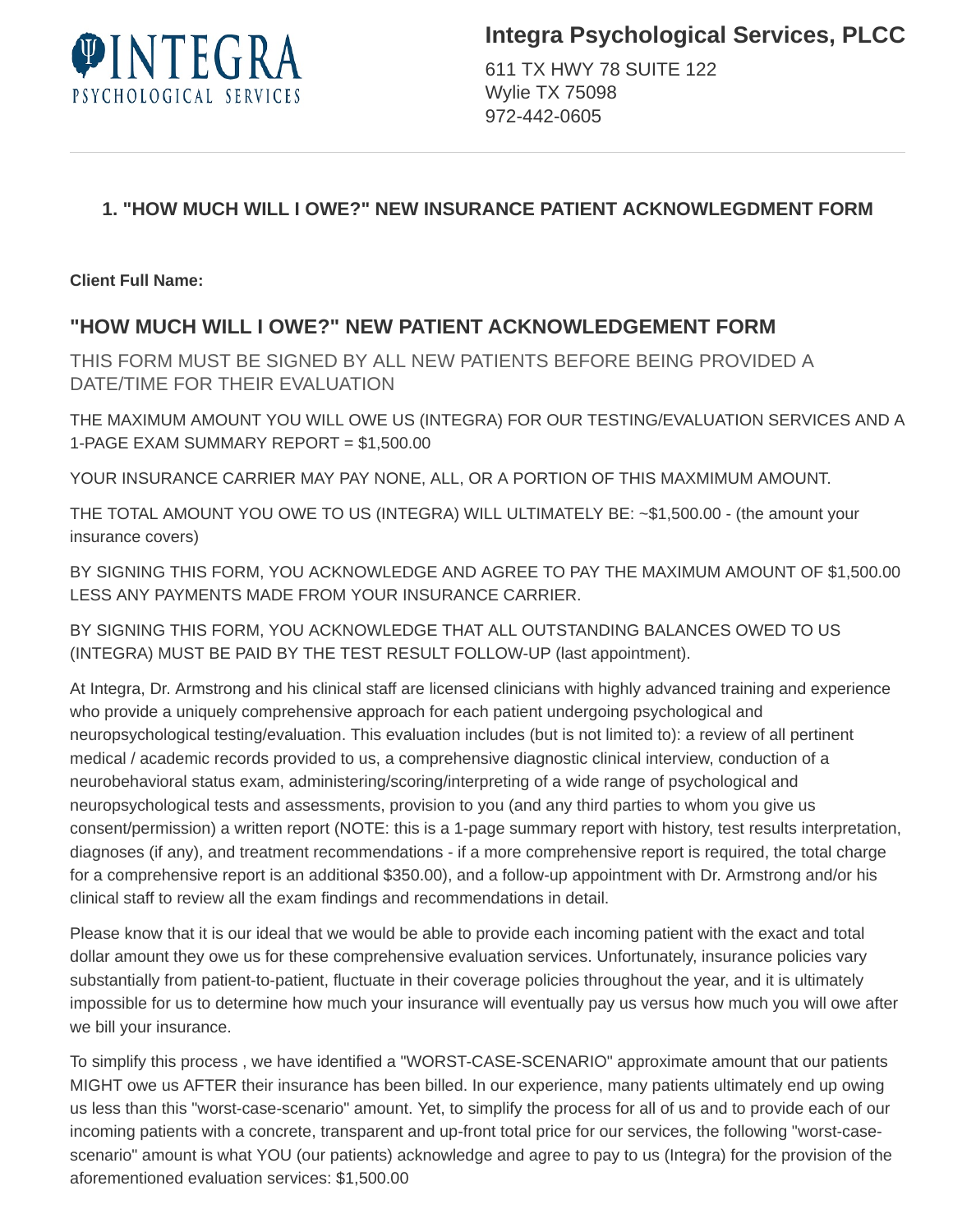**Integra Psychological Services, PLCC**

611 TX HWY 78 SUITE 122
Wylie TX 75098
972-442-0605

---

### 1. "HOW MUCH WILL I OWE?" NEW INSURANCE PATIENT ACKNOWLEGDMENT FORM

**Client Full Name:**

## "HOW MUCH WILL I OWE?" NEW PATIENT ACKNOWLEDGEMENT FORM

THIS FORM MUST BE SIGNED BY ALL NEW PATIENTS BEFORE BEING PROVIDED A DATE/TIME FOR THEIR EVALUATION

THE MAXIMUM AMOUNT YOU WILL OWE US (INTEGRA) FOR OUR TESTING/EVALUATION SERVICES AND A 1-PAGE EXAM SUMMARY REPORT = $1,500.00

YOUR INSURANCE CARRIER MAY PAY NONE, ALL, OR A PORTION OF THIS MAXMIMUM AMOUNT.

THE TOTAL AMOUNT YOU OWE TO US (INTEGRA) WILL ULTIMATELY BE: ~$1,500.00 - (the amount your insurance covers)

BY SIGNING THIS FORM, YOU ACKNOWLEDGE AND AGREE TO PAY THE MAXIMUM AMOUNT OF $1,500.00 LESS ANY PAYMENTS MADE FROM YOUR INSURANCE CARRIER.

BY SIGNING THIS FORM, YOU ACKNOWLEDGE THAT ALL OUTSTANDING BALANCES OWED TO US (INTEGRA) MUST BE PAID BY THE TEST RESULT FOLLOW-UP (last appointment).

At Integra, Dr. Armstrong and his clinical staff are licensed clinicians with highly advanced training and experience who provide a uniquely comprehensive approach for each patient undergoing psychological and neuropsychological testing/evaluation. This evaluation includes (but is not limited to): a review of all pertinent medical / academic records provided to us, a comprehensive diagnostic clinical interview, conduction of a neurobehavioral status exam, administering/scoring/interpreting of a wide range of psychological and neuropsychological tests and assessments, provision to you (and any third parties to whom you give us consent/permission) a written report (NOTE: this is a 1-page summary report with history, test results interpretation, diagnoses (if any), and treatment recommendations - if a more comprehensive report is required, the total charge for a comprehensive report is an additional $350.00), and a follow-up appointment with Dr. Armstrong and/or his clinical staff to review all the exam findings and recommendations in detail.

Please know that it is our ideal that we would be able to provide each incoming patient with the exact and total dollar amount they owe us for these comprehensive evaluation services. Unfortunately, insurance policies vary substantially from patient-to-patient, fluctuate in their coverage policies throughout the year, and it is ultimately impossible for us to determine how much your insurance will eventually pay us versus how much you will owe after we bill your insurance.

To simplify this process , we have identified a "WORST-CASE-SCENARIO" approximate amount that our patients MIGHT owe us AFTER their insurance has been billed. In our experience, many patients ultimately end up owing us less than this "worst-case-scenario" amount. Yet, to simplify the process for all of us and to provide each of our incoming patients with a concrete, transparent and up-front total price for our services, the following "worst-case-scenario" amount is what YOU (our patients) acknowledge and agree to pay to us (Integra) for the provision of the aforementioned evaluation services: $1,500.00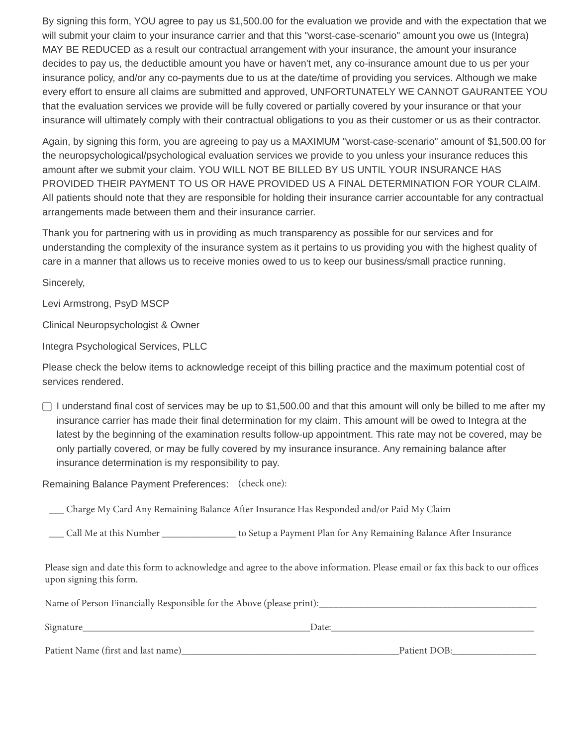By signing this form, YOU agree to pay us $1,500.00 for the evaluation we provide and with the expectation that we will submit your claim to your insurance carrier and that this "worst-case-scenario" amount you owe us (Integra) MAY BE REDUCED as a result our contractual arrangement with your insurance, the amount your insurance decides to pay us, the deductible amount you have or haven't met, any co-insurance amount due to us per your insurance policy, and/or any co-payments due to us at the date/time of providing you services. Although we make every effort to ensure all claims are submitted and approved, UNFORTUNATELY WE CANNOT GAURANTEE YOU that the evaluation services we provide will be fully covered or partially covered by your insurance or that your insurance will ultimately comply with their contractual obligations to you as their customer or us as their contractor.

Again, by signing this form, you are agreeing to pay us a MAXIMUM "worst-case-scenario" amount of $1,500.00 for the neuropsychological/psychological evaluation services we provide to you unless your insurance reduces this amount after we submit your claim. YOU WILL NOT BE BILLED BY US UNTIL YOUR INSURANCE HAS PROVIDED THEIR PAYMENT TO US OR HAVE PROVIDED US A FINAL DETERMINATION FOR YOUR CLAIM. All patients should note that they are responsible for holding their insurance carrier accountable for any contractual arrangements made between them and their insurance carrier.

Thank you for partnering with us in providing as much transparency as possible for our services and for understanding the complexity of the insurance system as it pertains to us providing you with the highest quality of care in a manner that allows us to receive monies owed to us to keep our business/small practice running.

Sincerely,

Levi Armstrong, PsyD MSCP

Clinical Neuropsychologist & Owner

Integra Psychological Services, PLLC

Please check the below items to acknowledge receipt of this billing practice and the maximum potential cost of services rendered.

- [ ] I understand final cost of services may be up to $1,500.00 and that this amount will only be billed to me after my insurance carrier has made their final determination for my claim. This amount will be owed to Integra at the latest by the beginning of the examination results follow-up appointment. This rate may not be covered, may be only partially covered, or may be fully covered by my insurance insurance. Any remaining balance after insurance determination is my responsibility to pay.

Remaining Balance Payment Preferences: (check one):

___ Charge My Card Any Remaining Balance After Insurance Has Responded and/or Paid My Claim

___ Call Me at this Number _______________ to Setup a Payment Plan for Any Remaining Balance After Insurance

Please sign and date this form to acknowledge and agree to the above information. Please email or fax this back to our offices upon signing this form.

Name of Person Financially Responsible for the Above (please print):_______________________________________________

Signature_______________________________________________Date:__________________________________________

Patient Name (first and last name)______________________________________________Patient DOB:_________________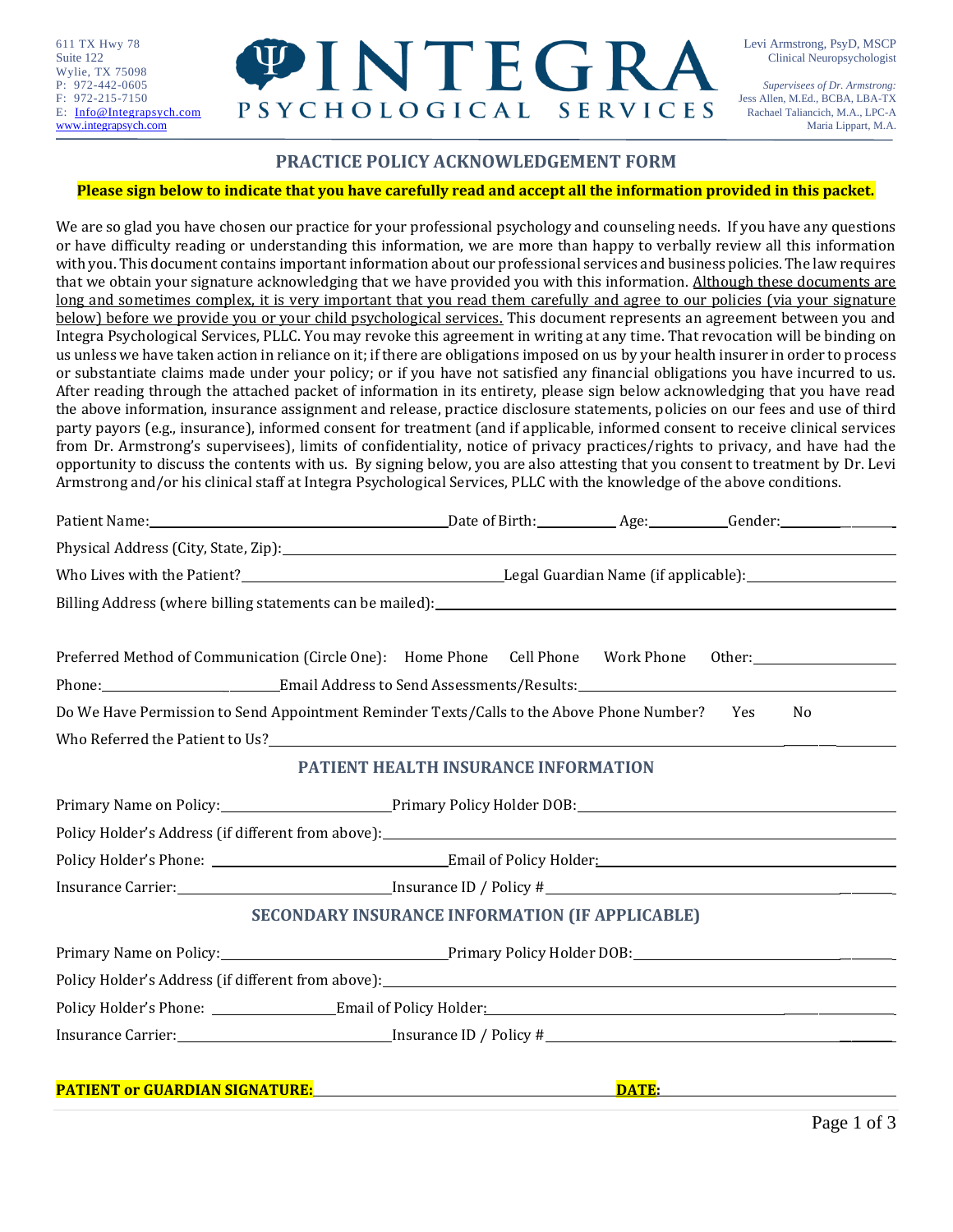611 TX Hwy 78
Suite 122
Wylie, TX 75098
P: 972-442-0605
F: 972-215-7150
E: Info@Integrapsych.com
www.integrapsych.com

# INTEGRA PSYCHOLOGICAL SERVICES

Levi Armstrong, PsyD, MSCP
Clinical Neuropsychologist

*Supervisees of Dr. Armstrong:*
Jess Allen, M.Ed., BCBA, LBA-TX
Rachael Taliancich, M.A., LPC-A
Maria Lippart, M.A.

## PRACTICE POLICY ACKNOWLEDGEMENT FORM

**Please sign below to indicate that you have carefully read and accept all the information provided in this packet.**

We are so glad you have chosen our practice for your professional psychology and counseling needs. If you have any questions or have difficulty reading or understanding this information, we are more than happy to verbally review all this information with you. This document contains important information about our professional services and business policies. The law requires that we obtain your signature acknowledging that we have provided you with this information. Although these documents are long and sometimes complex, it is very important that you read them carefully and agree to our policies (via your signature below) before we provide you or your child psychological services. This document represents an agreement between you and Integra Psychological Services, PLLC. You may revoke this agreement in writing at any time. That revocation will be binding on us unless we have taken action in reliance on it; if there are obligations imposed on us by your health insurer in order to process or substantiate claims made under your policy; or if you have not satisfied any financial obligations you have incurred to us. After reading through the attached packet of information in its entirety, please sign below acknowledging that you have read the above information, insurance assignment and release, practice disclosure statements, policies on our fees and use of third party payors (e.g., insurance), informed consent for treatment (and if applicable, informed consent to receive clinical services from Dr. Armstrong's supervisees), limits of confidentiality, notice of privacy practices/rights to privacy, and have had the opportunity to discuss the contents with us. By signing below, you are also attesting that you consent to treatment by Dr. Levi Armstrong and/or his clinical staff at Integra Psychological Services, PLLC with the knowledge of the above conditions.

Patient Name:______________________ Date of Birth:__________ Age:__________ Gender:__________

Physical Address (City, State, Zip):______________________________________________

Who Lives with the Patient?______________________ Legal Guardian Name (if applicable):______________

Billing Address (where billing statements can be mailed):______________________________________

Preferred Method of Communication (Circle One): Home Phone Cell Phone Work Phone Other:__________

Phone:__________________ Email Address to Send Assessments/Results:______________________________

Do We Have Permission to Send Appointment Reminder Texts/Calls to the Above Phone Number? Yes No

Who Referred the Patient to Us?______________________________________________

### PATIENT HEALTH INSURANCE INFORMATION

Primary Name on Policy:__________________ Primary Policy Holder DOB:__________________

Policy Holder's Address (if different from above):______________________________________

Policy Holder's Phone: __________________ Email of Policy Holder:__________________

Insurance Carrier:__________________ Insurance ID / Policy #__________________

### SECONDARY INSURANCE INFORMATION (IF APPLICABLE)

Primary Name on Policy:__________________ Primary Policy Holder DOB:__________________

Policy Holder's Address (if different from above):______________________________________

Policy Holder's Phone: __________________ Email of Policy Holder:__________________

Insurance Carrier:__________________ Insurance ID / Policy #__________________

**PATIENT or GUARDIAN SIGNATURE:**______________________________ **DATE:**__________________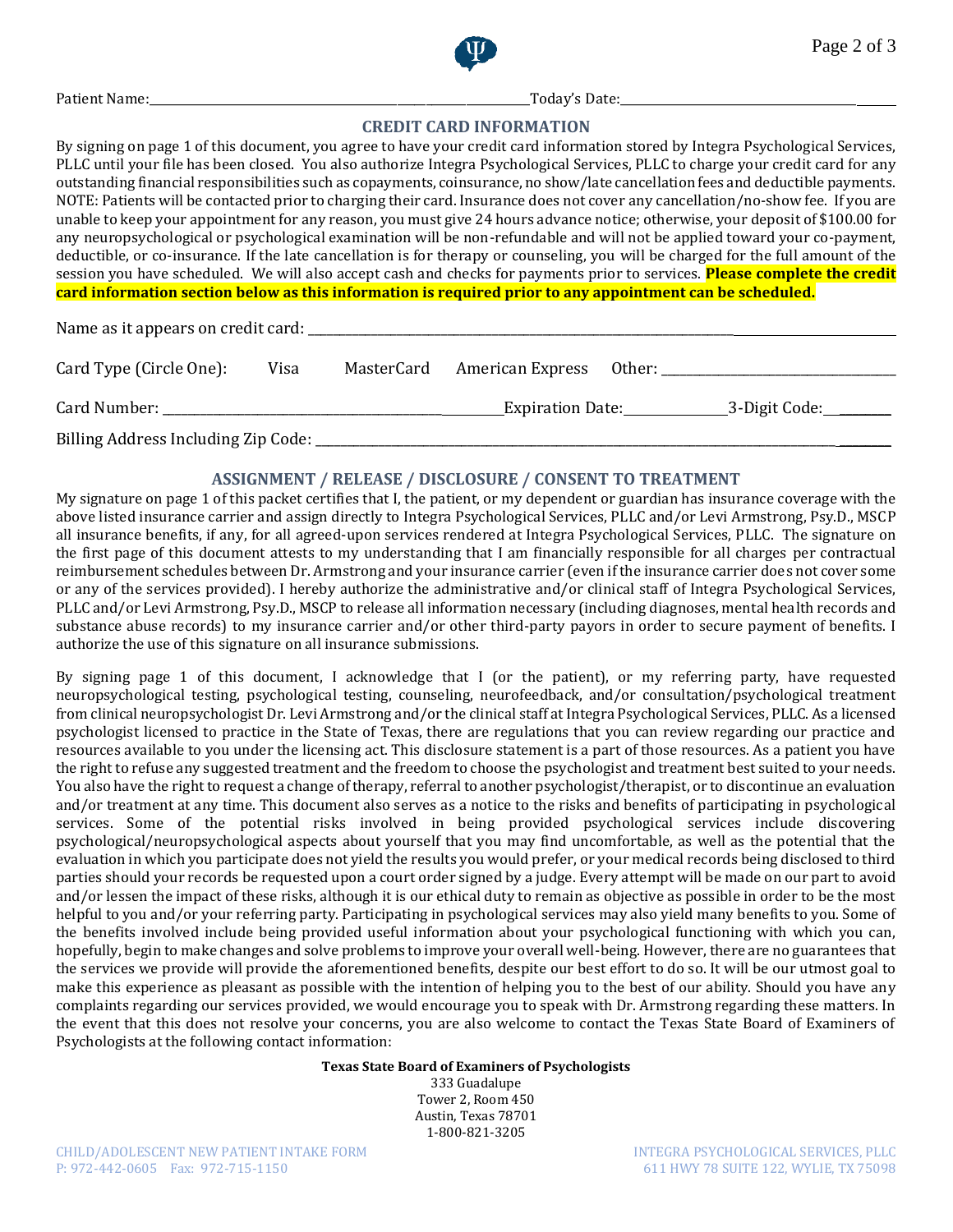Patient Name:_______________________________________________ Today's Date:_______________________________

## CREDIT CARD INFORMATION

By signing on page 1 of this document, you agree to have your credit card information stored by Integra Psychological Services, PLLC until your file has been closed. You also authorize Integra Psychological Services, PLLC to charge your credit card for any outstanding financial responsibilities such as copayments, coinsurance, no show/late cancellation fees and deductible payments. NOTE: Patients will be contacted prior to charging their card. Insurance does not cover any cancellation/no-show fee. If you are unable to keep your appointment for any reason, you must give 24 hours advance notice; otherwise, your deposit of $100.00 for any neuropsychological or psychological examination will be non-refundable and will not be applied toward your co-payment, deductible, or co-insurance. If the late cancellation is for therapy or counseling, you will be charged for the full amount of the session you have scheduled. We will also accept cash and checks for payments prior to services. **Please complete the credit card information section below as this information is required prior to any appointment can be scheduled.**

Name as it appears on credit card: ______________________________________________________________

Card Type (Circle One): Visa MasterCard American Express Other: ____________________________

Card Number: ______________________________________ Expiration Date:____________ 3-Digit Code:________

Billing Address Including Zip Code: ______________________________________________________________

## ASSIGNMENT / RELEASE / DISCLOSURE / CONSENT TO TREATMENT

My signature on page 1 of this packet certifies that I, the patient, or my dependent or guardian has insurance coverage with the above listed insurance carrier and assign directly to Integra Psychological Services, PLLC and/or Levi Armstrong, Psy.D., MSCP all insurance benefits, if any, for all agreed-upon services rendered at Integra Psychological Services, PLLC. The signature on the first page of this document attests to my understanding that I am financially responsible for all charges per contractual reimbursement schedules between Dr. Armstrong and your insurance carrier (even if the insurance carrier does not cover some or any of the services provided). I hereby authorize the administrative and/or clinical staff of Integra Psychological Services, PLLC and/or Levi Armstrong, Psy.D., MSCP to release all information necessary (including diagnoses, mental health records and substance abuse records) to my insurance carrier and/or other third-party payors in order to secure payment of benefits. I authorize the use of this signature on all insurance submissions.

By signing page 1 of this document, I acknowledge that I (or the patient), or my referring party, have requested neuropsychological testing, psychological testing, counseling, neurofeedback, and/or consultation/psychological treatment from clinical neuropsychologist Dr. Levi Armstrong and/or the clinical staff at Integra Psychological Services, PLLC. As a licensed psychologist licensed to practice in the State of Texas, there are regulations that you can review regarding our practice and resources available to you under the licensing act. This disclosure statement is a part of those resources. As a patient you have the right to refuse any suggested treatment and the freedom to choose the psychologist and treatment best suited to your needs. You also have the right to request a change of therapy, referral to another psychologist/therapist, or to discontinue an evaluation and/or treatment at any time. This document also serves as a notice to the risks and benefits of participating in psychological services. Some of the potential risks involved in being provided psychological services include discovering psychological/neuropsychological aspects about yourself that you may find uncomfortable, as well as the potential that the evaluation in which you participate does not yield the results you would prefer, or your medical records being disclosed to third parties should your records be requested upon a court order signed by a judge. Every attempt will be made on our part to avoid and/or lessen the impact of these risks, although it is our ethical duty to remain as objective as possible in order to be the most helpful to you and/or your referring party. Participating in psychological services may also yield many benefits to you. Some of the benefits involved include being provided useful information about your psychological functioning with which you can, hopefully, begin to make changes and solve problems to improve your overall well-being. However, there are no guarantees that the services we provide will provide the aforementioned benefits, despite our best effort to do so. It will be our utmost goal to make this experience as pleasant as possible with the intention of helping you to the best of our ability. Should you have any complaints regarding our services provided, we would encourage you to speak with Dr. Armstrong regarding these matters. In the event that this does not resolve your concerns, you are also welcome to contact the Texas State Board of Examiners of Psychologists at the following contact information:

**Texas State Board of Examiners of Psychologists**
333 Guadalupe
Tower 2, Room 450
Austin, Texas 78701
1-800-821-3205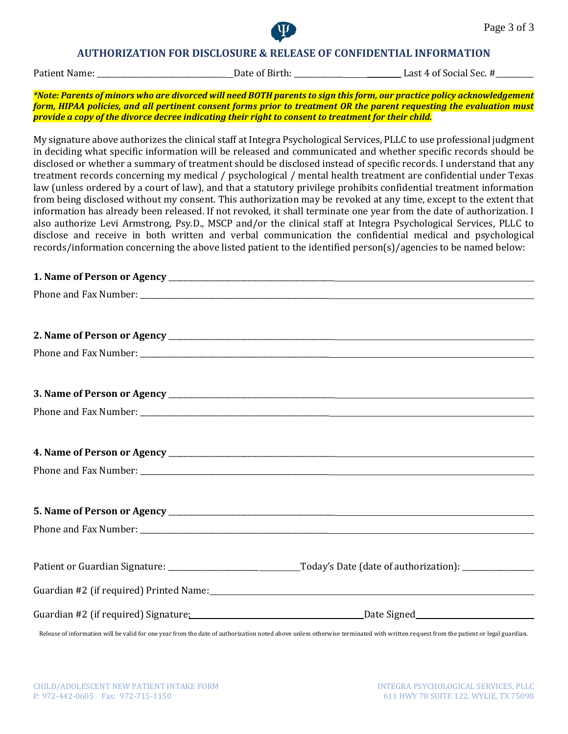## AUTHORIZATION FOR DISCLOSURE & RELEASE OF CONFIDENTIAL INFORMATION

Patient Name: ___________________________ Date of Birth: _________________ Last 4 of Social Sec. #________

***Note: Parents of minors who are divorced will need BOTH parents to sign this form, our practice policy acknowledgement form, HIPAA policies, and all pertinent consent forms prior to treatment OR the parent requesting the evaluation must provide a copy of the divorce decree indicating their right to consent to treatment for their child.***

My signature above authorizes the clinical staff at Integra Psychological Services, PLLC to use professional judgment in deciding what specific information will be released and communicated and whether specific records should be disclosed or whether a summary of treatment should be disclosed instead of specific records. I understand that any treatment records concerning my medical / psychological / mental health treatment are confidential under Texas law (unless ordered by a court of law), and that a statutory privilege prohibits confidential treatment information from being disclosed without my consent. This authorization may be revoked at any time, except to the extent that information has already been released. If not revoked, it shall terminate one year from the date of authorization. I also authorize Levi Armstrong, Psy.D., MSCP and/or the clinical staff at Integra Psychological Services, PLLC to disclose and receive in both written and verbal communication the confidential medical and psychological records/information concerning the above listed patient to the identified person(s)/agencies to be named below:

**1. Name of Person or Agency** ______________________________________________

Phone and Fax Number: ______________________________________________

**2. Name of Person or Agency** ______________________________________________

Phone and Fax Number: ______________________________________________

**3. Name of Person or Agency** ______________________________________________

Phone and Fax Number: ______________________________________________

**4. Name of Person or Agency** ______________________________________________

Phone and Fax Number: ______________________________________________

**5. Name of Person or Agency** ______________________________________________

Phone and Fax Number: ______________________________________________

Patient or Guardian Signature: ______________________ Today's Date (date of authorization): ______________

Guardian #2 (if required) Printed Name: ______________________________________________

Guardian #2 (if required) Signature: ______________________ Date Signed ______________________

Release of information will be valid for one year from the date of authorization noted above unless otherwise terminated with written request from the patient or legal guardian.

CHILD/ADOLESCENT NEW PATIENT INTAKE FORM
P: 972-442-0605 Fax: 972-715-1150

INTEGRA PSYCHOLOGICAL SERVICES, PLLC
611 HWY 78 SUITE 122, WYLIE, TX 75098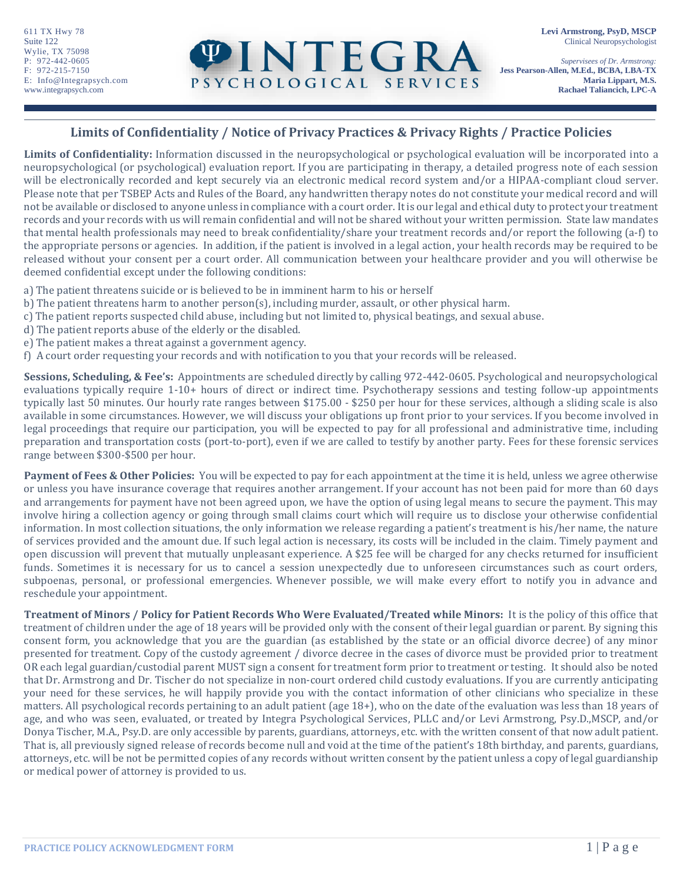611 TX Hwy 78
Suite 122
Wylie, TX 75098
P: 972-442-0605
F: 972-215-7150
E: Info@Integrapsych.com
www.integrapsych.com

**Levi Armstrong, PsyD, MSCP**
Clinical Neuropsychologist

*Supervisees of Dr. Armstrong:*
**Jess Pearson-Allen, M.Ed., BCBA, LBA-TX**
**Maria Lippart, M.S.**
**Rachael Taliancich, LPC-A**

# Limits of Confidentiality / Notice of Privacy Practices & Privacy Rights / Practice Policies

**Limits of Confidentiality:** Information discussed in the neuropsychological or psychological evaluation will be incorporated into a neuropsychological (or psychological) evaluation report. If you are participating in therapy, a detailed progress note of each session will be electronically recorded and kept securely via an electronic medical record system and/or a HIPAA-compliant cloud server. Please note that per TSBEP Acts and Rules of the Board, any handwritten therapy notes do not constitute your medical record and will not be available or disclosed to anyone unless in compliance with a court order. It is our legal and ethical duty to protect your treatment records and your records with us will remain confidential and will not be shared without your written permission. State law mandates that mental health professionals may need to break confidentiality/share your treatment records and/or report the following (a-f) to the appropriate persons or agencies. In addition, if the patient is involved in a legal action, your health records may be required to be released without your consent per a court order. All communication between your healthcare provider and you will otherwise be deemed confidential except under the following conditions:

a) The patient threatens suicide or is believed to be in imminent harm to his or herself
b) The patient threatens harm to another person(s), including murder, assault, or other physical harm.
c) The patient reports suspected child abuse, including but not limited to, physical beatings, and sexual abuse.
d) The patient reports abuse of the elderly or the disabled.
e) The patient makes a threat against a government agency.
f) A court order requesting your records and with notification to you that your records will be released.

**Sessions, Scheduling, & Fee's:** Appointments are scheduled directly by calling 972-442-0605. Psychological and neuropsychological evaluations typically require 1-10+ hours of direct or indirect time. Psychotherapy sessions and testing follow-up appointments typically last 50 minutes. Our hourly rate ranges between $175.00 - $250 per hour for these services, although a sliding scale is also available in some circumstances. However, we will discuss your obligations up front prior to your services. If you become involved in legal proceedings that require our participation, you will be expected to pay for all professional and administrative time, including preparation and transportation costs (port-to-port), even if we are called to testify by another party. Fees for these forensic services range between $300-$500 per hour.

**Payment of Fees & Other Policies:** You will be expected to pay for each appointment at the time it is held, unless we agree otherwise or unless you have insurance coverage that requires another arrangement. If your account has not been paid for more than 60 days and arrangements for payment have not been agreed upon, we have the option of using legal means to secure the payment. This may involve hiring a collection agency or going through small claims court which will require us to disclose your otherwise confidential information. In most collection situations, the only information we release regarding a patient's treatment is his/her name, the nature of services provided and the amount due. If such legal action is necessary, its costs will be included in the claim. Timely payment and open discussion will prevent that mutually unpleasant experience. A $25 fee will be charged for any checks returned for insufficient funds. Sometimes it is necessary for us to cancel a session unexpectedly due to unforeseen circumstances such as court orders, subpoenas, personal, or professional emergencies. Whenever possible, we will make every effort to notify you in advance and reschedule your appointment.

**Treatment of Minors / Policy for Patient Records Who Were Evaluated/Treated while Minors:** It is the policy of this office that treatment of children under the age of 18 years will be provided only with the consent of their legal guardian or parent. By signing this consent form, you acknowledge that you are the guardian (as established by the state or an official divorce decree) of any minor presented for treatment. Copy of the custody agreement / divorce decree in the cases of divorce must be provided prior to treatment OR each legal guardian/custodial parent MUST sign a consent for treatment form prior to treatment or testing. It should also be noted that Dr. Armstrong and Dr. Tischer do not specialize in non-court ordered child custody evaluations. If you are currently anticipating your need for these services, he will happily provide you with the contact information of other clinicians who specialize in these matters. All psychological records pertaining to an adult patient (age 18+), who on the date of the evaluation was less than 18 years of age, and who was seen, evaluated, or treated by Integra Psychological Services, PLLC and/or Levi Armstrong, Psy.D.,MSCP, and/or Donya Tischer, M.A., Psy.D. are only accessible by parents, guardians, attorneys, etc. with the written consent of that now adult patient. That is, all previously signed release of records become null and void at the time of the patient's 18th birthday, and parents, guardians, attorneys, etc. will be not be permitted copies of any records without written consent by the patient unless a copy of legal guardianship or medical power of attorney is provided to us.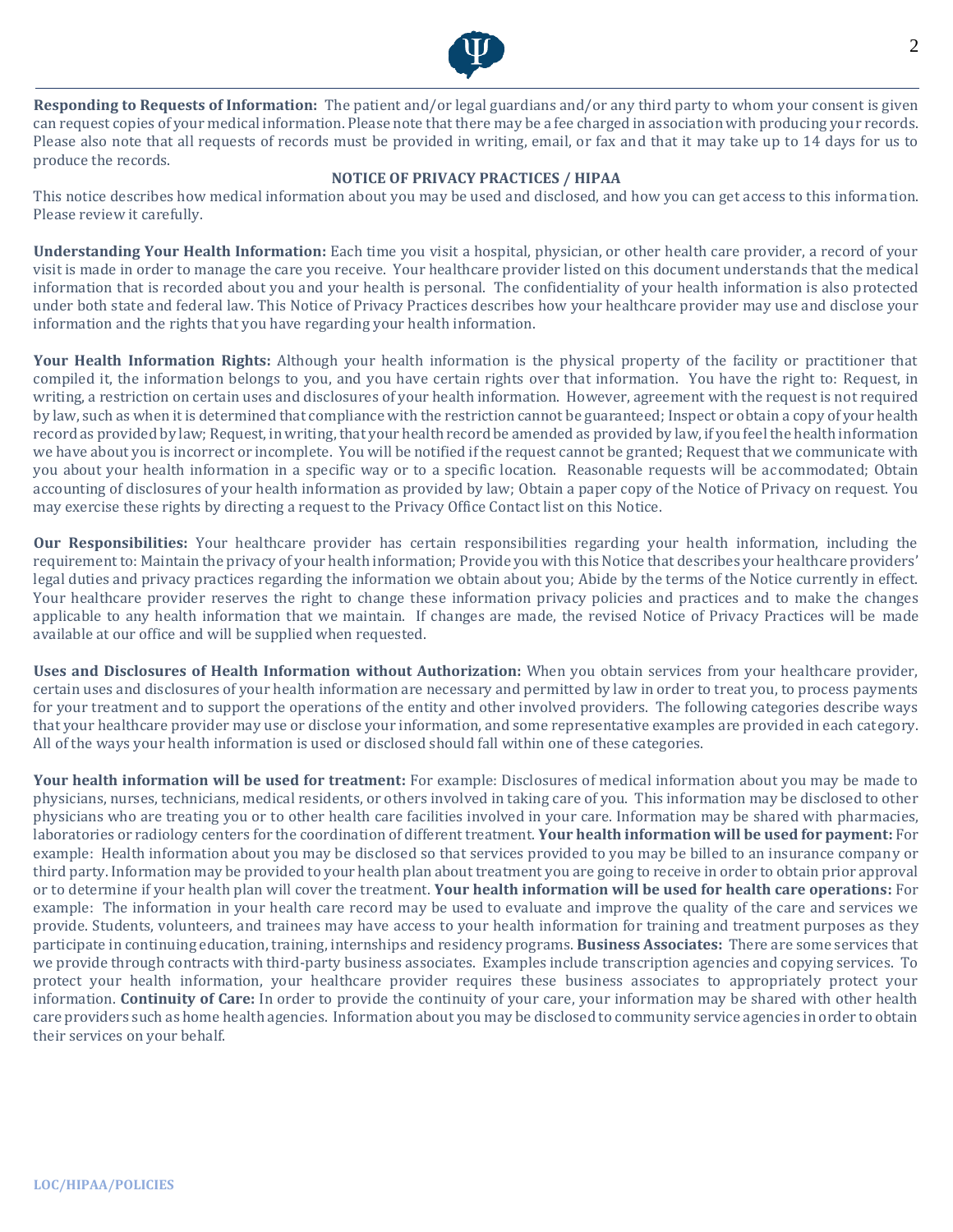**Responding to Requests of Information:** The patient and/or legal guardians and/or any third party to whom your consent is given can request copies of your medical information. Please note that there may be a fee charged in association with producing your records. Please also note that all requests of records must be provided in writing, email, or fax and that it may take up to 14 days for us to produce the records.

**NOTICE OF PRIVACY PRACTICES / HIPAA**

This notice describes how medical information about you may be used and disclosed, and how you can get access to this information. Please review it carefully.

**Understanding Your Health Information:** Each time you visit a hospital, physician, or other health care provider, a record of your visit is made in order to manage the care you receive. Your healthcare provider listed on this document understands that the medical information that is recorded about you and your health is personal. The confidentiality of your health information is also protected under both state and federal law. This Notice of Privacy Practices describes how your healthcare provider may use and disclose your information and the rights that you have regarding your health information.

**Your Health Information Rights:** Although your health information is the physical property of the facility or practitioner that compiled it, the information belongs to you, and you have certain rights over that information. You have the right to: Request, in writing, a restriction on certain uses and disclosures of your health information. However, agreement with the request is not required by law, such as when it is determined that compliance with the restriction cannot be guaranteed; Inspect or obtain a copy of your health record as provided by law; Request, in writing, that your health record be amended as provided by law, if you feel the health information we have about you is incorrect or incomplete. You will be notified if the request cannot be granted; Request that we communicate with you about your health information in a specific way or to a specific location. Reasonable requests will be accommodated; Obtain accounting of disclosures of your health information as provided by law; Obtain a paper copy of the Notice of Privacy on request. You may exercise these rights by directing a request to the Privacy Office Contact list on this Notice.

**Our Responsibilities:** Your healthcare provider has certain responsibilities regarding your health information, including the requirement to: Maintain the privacy of your health information; Provide you with this Notice that describes your healthcare providers' legal duties and privacy practices regarding the information we obtain about you; Abide by the terms of the Notice currently in effect. Your healthcare provider reserves the right to change these information privacy policies and practices and to make the changes applicable to any health information that we maintain. If changes are made, the revised Notice of Privacy Practices will be made available at our office and will be supplied when requested.

**Uses and Disclosures of Health Information without Authorization:** When you obtain services from your healthcare provider, certain uses and disclosures of your health information are necessary and permitted by law in order to treat you, to process payments for your treatment and to support the operations of the entity and other involved providers. The following categories describe ways that your healthcare provider may use or disclose your information, and some representative examples are provided in each category. All of the ways your health information is used or disclosed should fall within one of these categories.

**Your health information will be used for treatment:** For example: Disclosures of medical information about you may be made to physicians, nurses, technicians, medical residents, or others involved in taking care of you. This information may be disclosed to other physicians who are treating you or to other health care facilities involved in your care. Information may be shared with pharmacies, laboratories or radiology centers for the coordination of different treatment. **Your health information will be used for payment:** For example: Health information about you may be disclosed so that services provided to you may be billed to an insurance company or third party. Information may be provided to your health plan about treatment you are going to receive in order to obtain prior approval or to determine if your health plan will cover the treatment. **Your health information will be used for health care operations:** For example: The information in your health care record may be used to evaluate and improve the quality of the care and services we provide. Students, volunteers, and trainees may have access to your health information for training and treatment purposes as they participate in continuing education, training, internships and residency programs. **Business Associates:** There are some services that we provide through contracts with third-party business associates. Examples include transcription agencies and copying services. To protect your health information, your healthcare provider requires these business associates to appropriately protect your information. **Continuity of Care:** In order to provide the continuity of your care, your information may be shared with other health care providers such as home health agencies. Information about you may be disclosed to community service agencies in order to obtain their services on your behalf.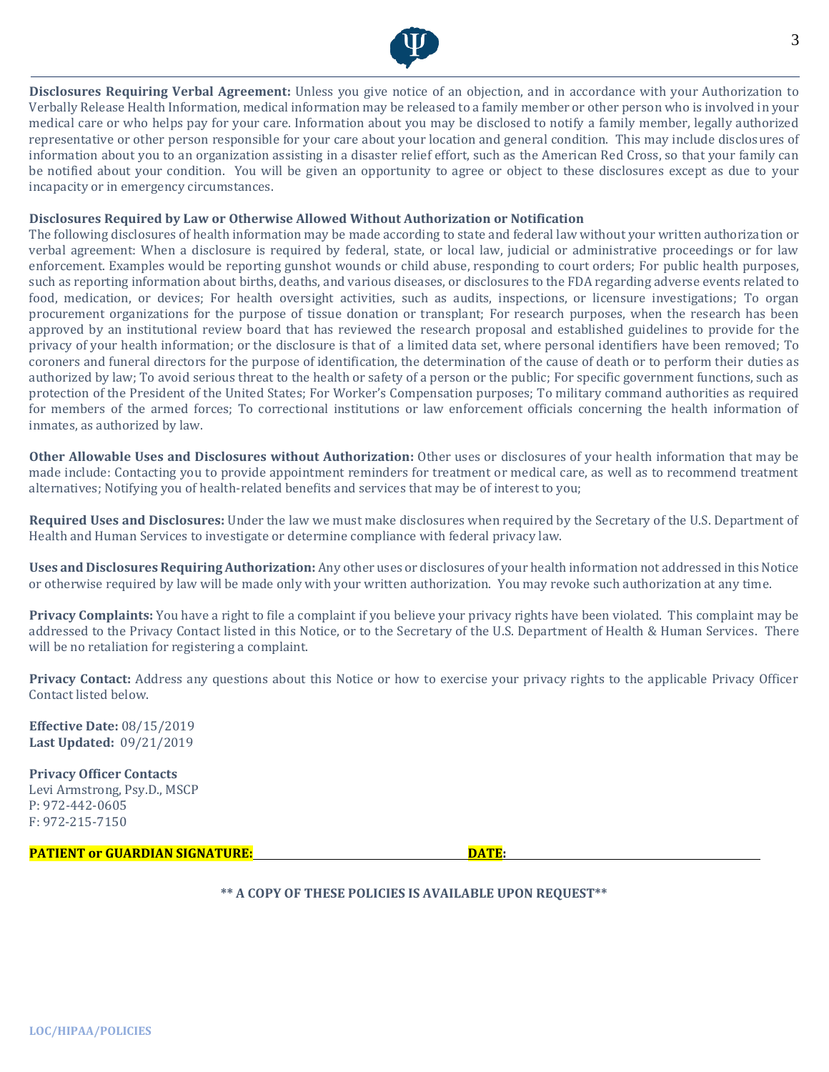**Disclosures Requiring Verbal Agreement:** Unless you give notice of an objection, and in accordance with your Authorization to Verbally Release Health Information, medical information may be released to a family member or other person who is involved in your medical care or who helps pay for your care. Information about you may be disclosed to notify a family member, legally authorized representative or other person responsible for your care about your location and general condition. This may include disclosures of information about you to an organization assisting in a disaster relief effort, such as the American Red Cross, so that your family can be notified about your condition. You will be given an opportunity to agree or object to these disclosures except as due to your incapacity or in emergency circumstances.

**Disclosures Required by Law or Otherwise Allowed Without Authorization or Notification**

The following disclosures of health information may be made according to state and federal law without your written authorization or verbal agreement: When a disclosure is required by federal, state, or local law, judicial or administrative proceedings or for law enforcement. Examples would be reporting gunshot wounds or child abuse, responding to court orders; For public health purposes, such as reporting information about births, deaths, and various diseases, or disclosures to the FDA regarding adverse events related to food, medication, or devices; For health oversight activities, such as audits, inspections, or licensure investigations; To organ procurement organizations for the purpose of tissue donation or transplant; For research purposes, when the research has been approved by an institutional review board that has reviewed the research proposal and established guidelines to provide for the privacy of your health information; or the disclosure is that of a limited data set, where personal identifiers have been removed; To coroners and funeral directors for the purpose of identification, the determination of the cause of death or to perform their duties as authorized by law; To avoid serious threat to the health or safety of a person or the public; For specific government functions, such as protection of the President of the United States; For Worker's Compensation purposes; To military command authorities as required for members of the armed forces; To correctional institutions or law enforcement officials concerning the health information of inmates, as authorized by law.

**Other Allowable Uses and Disclosures without Authorization:** Other uses or disclosures of your health information that may be made include: Contacting you to provide appointment reminders for treatment or medical care, as well as to recommend treatment alternatives; Notifying you of health-related benefits and services that may be of interest to you;

**Required Uses and Disclosures:** Under the law we must make disclosures when required by the Secretary of the U.S. Department of Health and Human Services to investigate or determine compliance with federal privacy law.

**Uses and Disclosures Requiring Authorization:** Any other uses or disclosures of your health information not addressed in this Notice or otherwise required by law will be made only with your written authorization. You may revoke such authorization at any time.

**Privacy Complaints:** You have a right to file a complaint if you believe your privacy rights have been violated. This complaint may be addressed to the Privacy Contact listed in this Notice, or to the Secretary of the U.S. Department of Health & Human Services. There will be no retaliation for registering a complaint.

**Privacy Contact:** Address any questions about this Notice or how to exercise your privacy rights to the applicable Privacy Officer Contact listed below.

**Effective Date:** 08/15/2019
**Last Updated:** 09/21/2019

**Privacy Officer Contacts**
Levi Armstrong, Psy.D., MSCP
P: 972-442-0605
F: 972-215-7150

**PATIENT or GUARDIAN SIGNATURE:** ______________________ **DATE:** ______________________

**\*\* A COPY OF THESE POLICIES IS AVAILABLE UPON REQUEST\*\***

LOC/HIPAA/POLICIES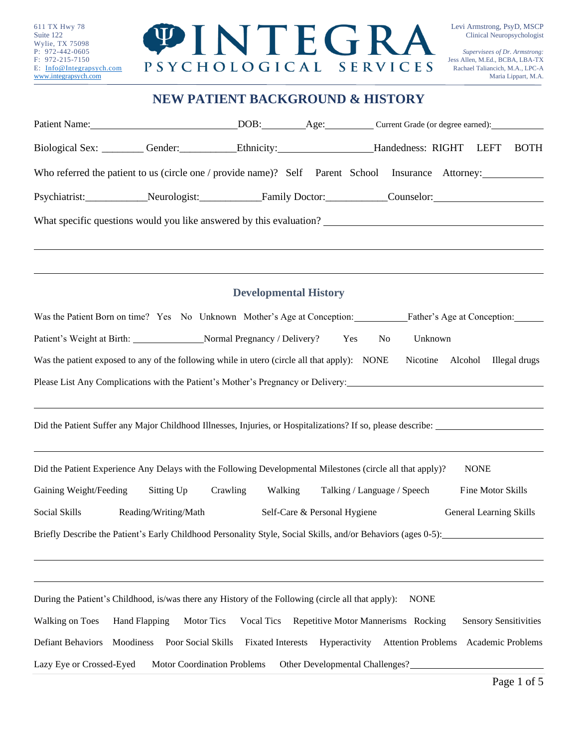611 TX Hwy 78
Suite 122
Wylie, TX 75098
P: 972-442-0605
F: 972-215-7150
E: Info@Integrapsych.com
www.integrapsych.com

**INTEGRA**
**PSYCHOLOGICAL SERVICES**

Levi Armstrong, PsyD, MSCP
Clinical Neuropsychologist

*Supervisees of Dr. Armstrong:*
Jess Allen, M.Ed., BCBA, LBA-TX
Rachael Taliancich, M.A., LPC-A
Maria Lippart, M.A.

# NEW PATIENT BACKGROUND & HISTORY

Patient Name:\_\_\_\_\_\_\_\_\_\_\_\_\_\_\_\_\_\_\_\_\_\_\_\_\_\_ DOB:\_\_\_\_\_\_\_\_ Age:\_\_\_\_\_\_\_\_ Current Grade (or degree earned):\_\_\_\_\_\_\_\_\_\_

Biological Sex: \_\_\_\_\_\_\_\_ Gender:\_\_\_\_\_\_\_\_\_\_ Ethnicity:\_\_\_\_\_\_\_\_\_\_\_\_\_\_\_\_ Handedness: RIGHT LEFT BOTH

Who referred the patient to us (circle one / provide name)? Self Parent School Insurance Attorney:\_\_\_\_\_\_\_\_\_\_

Psychiatrist:\_\_\_\_\_\_\_\_\_\_\_ Neurologist:\_\_\_\_\_\_\_\_\_\_\_ Family Doctor:\_\_\_\_\_\_\_\_\_\_\_ Counselor:\_\_\_\_\_\_\_\_\_\_\_\_\_\_\_\_\_\_

What specific questions would you like answered by this evaluation? \_\_\_\_\_\_\_\_\_\_\_\_\_\_\_\_\_\_\_\_\_\_\_\_\_\_\_\_\_\_\_\_\_\_\_\_\_\_\_\_

\_\_\_\_\_\_\_\_\_\_\_\_\_\_\_\_\_\_\_\_\_\_\_\_\_\_\_\_\_\_\_\_\_\_\_\_\_\_\_\_\_\_\_\_\_\_\_\_\_\_\_\_\_\_\_\_\_\_\_\_\_\_\_\_\_\_\_\_\_\_\_\_\_\_\_\_\_\_\_\_\_\_

\_\_\_\_\_\_\_\_\_\_\_\_\_\_\_\_\_\_\_\_\_\_\_\_\_\_\_\_\_\_\_\_\_\_\_\_\_\_\_\_\_\_\_\_\_\_\_\_\_\_\_\_\_\_\_\_\_\_\_\_\_\_\_\_\_\_\_\_\_\_\_\_\_\_\_\_\_\_\_\_\_\_

## Developmental History

Was the Patient Born on time? Yes No Unknown Mother's Age at Conception:\_\_\_\_\_\_\_\_\_\_ Father's Age at Conception:\_\_\_\_\_\_

Patient's Weight at Birth: \_\_\_\_\_\_\_\_\_\_\_\_\_\_ Normal Pregnancy / Delivery? Yes No Unknown

Was the patient exposed to any of the following while in utero (circle all that apply): NONE Nicotine Alcohol Illegal drugs

Please List Any Complications with the Patient's Mother's Pregnancy or Delivery:\_\_\_\_\_\_\_\_\_\_\_\_\_\_\_\_\_\_\_\_\_\_\_\_\_\_\_\_\_\_\_\_\_\_\_\_\_\_\_\_

\_\_\_\_\_\_\_\_\_\_\_\_\_\_\_\_\_\_\_\_\_\_\_\_\_\_\_\_\_\_\_\_\_\_\_\_\_\_\_\_\_\_\_\_\_\_\_\_\_\_\_\_\_\_\_\_\_\_\_\_\_\_\_\_\_\_\_\_\_\_\_\_\_\_\_\_\_\_\_\_\_\_

Did the Patient Suffer any Major Childhood Illnesses, Injuries, or Hospitalizations? If so, please describe: \_\_\_\_\_\_\_\_\_\_\_\_\_\_\_\_\_\_\_\_\_\_

\_\_\_\_\_\_\_\_\_\_\_\_\_\_\_\_\_\_\_\_\_\_\_\_\_\_\_\_\_\_\_\_\_\_\_\_\_\_\_\_\_\_\_\_\_\_\_\_\_\_\_\_\_\_\_\_\_\_\_\_\_\_\_\_\_\_\_\_\_\_\_\_\_\_\_\_\_\_\_\_\_\_

Did the Patient Experience Any Delays with the Following Developmental Milestones (circle all that apply)? NONE

Gaining Weight/Feeding Sitting Up Crawling Walking Talking / Language / Speech Fine Motor Skills

Social Skills Reading/Writing/Math Self-Care & Personal Hygiene General Learning Skills

Briefly Describe the Patient's Early Childhood Personality Style, Social Skills, and/or Behaviors (ages 0-5):\_\_\_\_\_\_\_\_\_\_\_\_\_\_\_\_\_\_\_\_

\_\_\_\_\_\_\_\_\_\_\_\_\_\_\_\_\_\_\_\_\_\_\_\_\_\_\_\_\_\_\_\_\_\_\_\_\_\_\_\_\_\_\_\_\_\_\_\_\_\_\_\_\_\_\_\_\_\_\_\_\_\_\_\_\_\_\_\_\_\_\_\_\_\_\_\_\_\_\_\_\_\_

\_\_\_\_\_\_\_\_\_\_\_\_\_\_\_\_\_\_\_\_\_\_\_\_\_\_\_\_\_\_\_\_\_\_\_\_\_\_\_\_\_\_\_\_\_\_\_\_\_\_\_\_\_\_\_\_\_\_\_\_\_\_\_\_\_\_\_\_\_\_\_\_\_\_\_\_\_\_\_\_\_\_

During the Patient's Childhood, is/was there any History of the Following (circle all that apply): NONE

Walking on Toes Hand Flapping Motor Tics Vocal Tics Repetitive Motor Mannerisms Rocking Sensory Sensitivities

Defiant Behaviors Moodiness Poor Social Skills Fixated Interests Hyperactivity Attention Problems Academic Problems

Lazy Eye or Crossed-Eyed Motor Coordination Problems Other Developmental Challenges?\_\_\_\_\_\_\_\_\_\_\_\_\_\_\_\_\_\_\_\_\_\_\_\_\_\_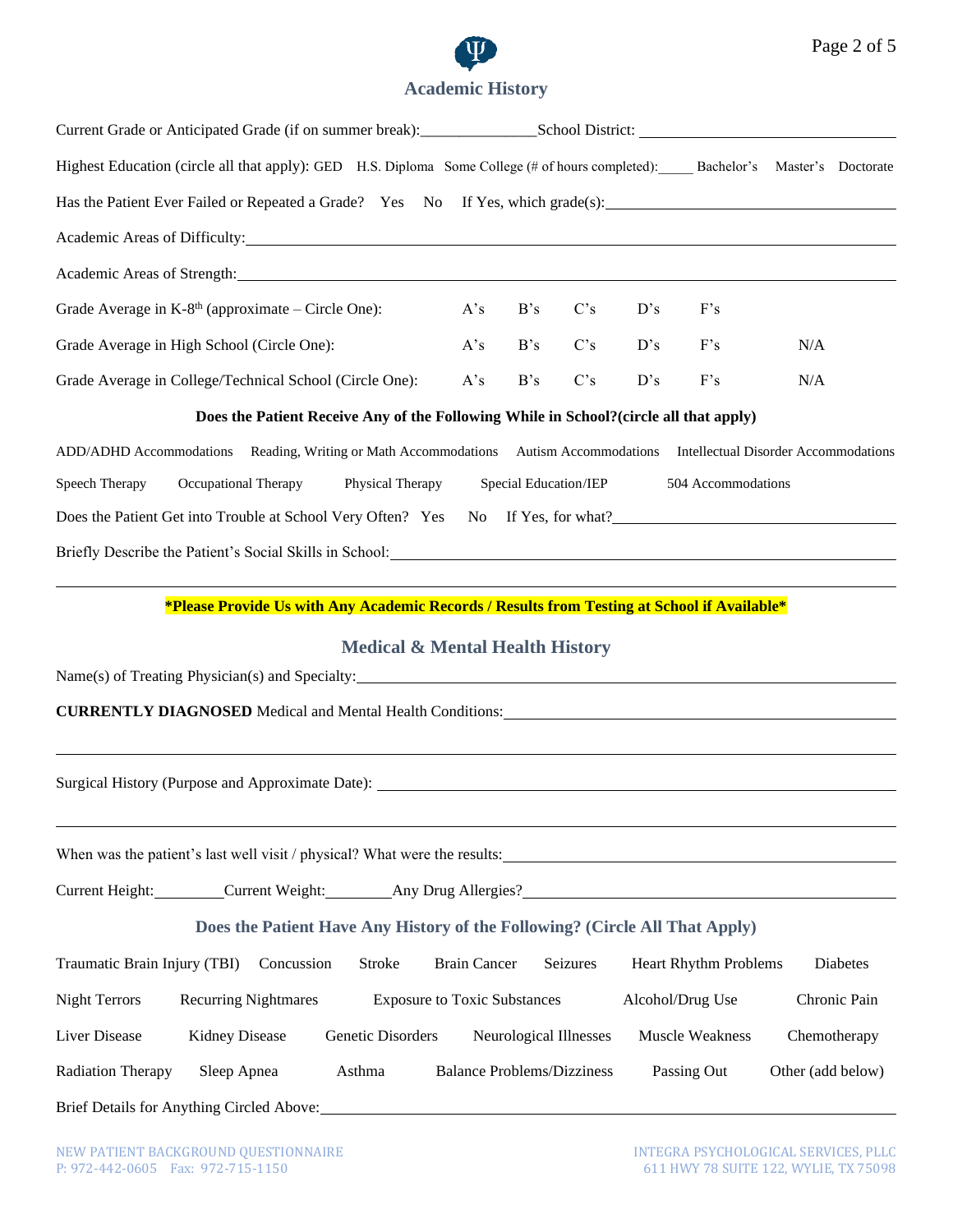## Academic History

Current Grade or Anticipated Grade (if on summer break):______________School District: ______________________________

Highest Education (circle all that apply): GED H.S. Diploma Some College (# of hours completed):_____ Bachelor's Master's Doctorate

Has the Patient Ever Failed or Repeated a Grade? Yes No If Yes, which grade(s):______________________________

Academic Areas of Difficulty:______________________________

Academic Areas of Strength:______________________________

| | | | | | | |
|---|---|---|---|---|---|---|
| Grade Average in K-8th (approximate – Circle One): | A's | B's | C's | D's | F's | |
| Grade Average in High School (Circle One): | A's | B's | C's | D's | F's | N/A |
| Grade Average in College/Technical School (Circle One): | A's | B's | C's | D's | F's | N/A |

**Does the Patient Receive Any of the Following While in School?(circle all that apply)**

ADD/ADHD Accommodations Reading, Writing or Math Accommodations Autism Accommodations Intellectual Disorder Accommodations

Speech Therapy Occupational Therapy Physical Therapy Special Education/IEP 504 Accommodations

Does the Patient Get into Trouble at School Very Often? Yes No If Yes, for what?______________________________

Briefly Describe the Patient's Social Skills in School:______________________________

______________________________

**\*Please Provide Us with Any Academic Records / Results from Testing at School if Available\***

## Medical & Mental Health History

Name(s) of Treating Physician(s) and Specialty:______________________________

**CURRENTLY DIAGNOSED** Medical and Mental Health Conditions:______________________________

______________________________

Surgical History (Purpose and Approximate Date): ______________________________

______________________________

When was the patient's last well visit / physical? What were the results:______________________________

Current Height:________Current Weight:________Any Drug Allergies?______________________________

### Does the Patient Have Any History of the Following? (Circle All That Apply)

Traumatic Brain Injury (TBI) Concussion Stroke Brain Cancer Seizures Heart Rhythm Problems Diabetes

Night Terrors Recurring Nightmares Exposure to Toxic Substances Alcohol/Drug Use Chronic Pain

Liver Disease Kidney Disease Genetic Disorders Neurological Illnesses Muscle Weakness Chemotherapy

Radiation Therapy Sleep Apnea Asthma Balance Problems/Dizziness Passing Out Other (add below)

Brief Details for Anything Circled Above:______________________________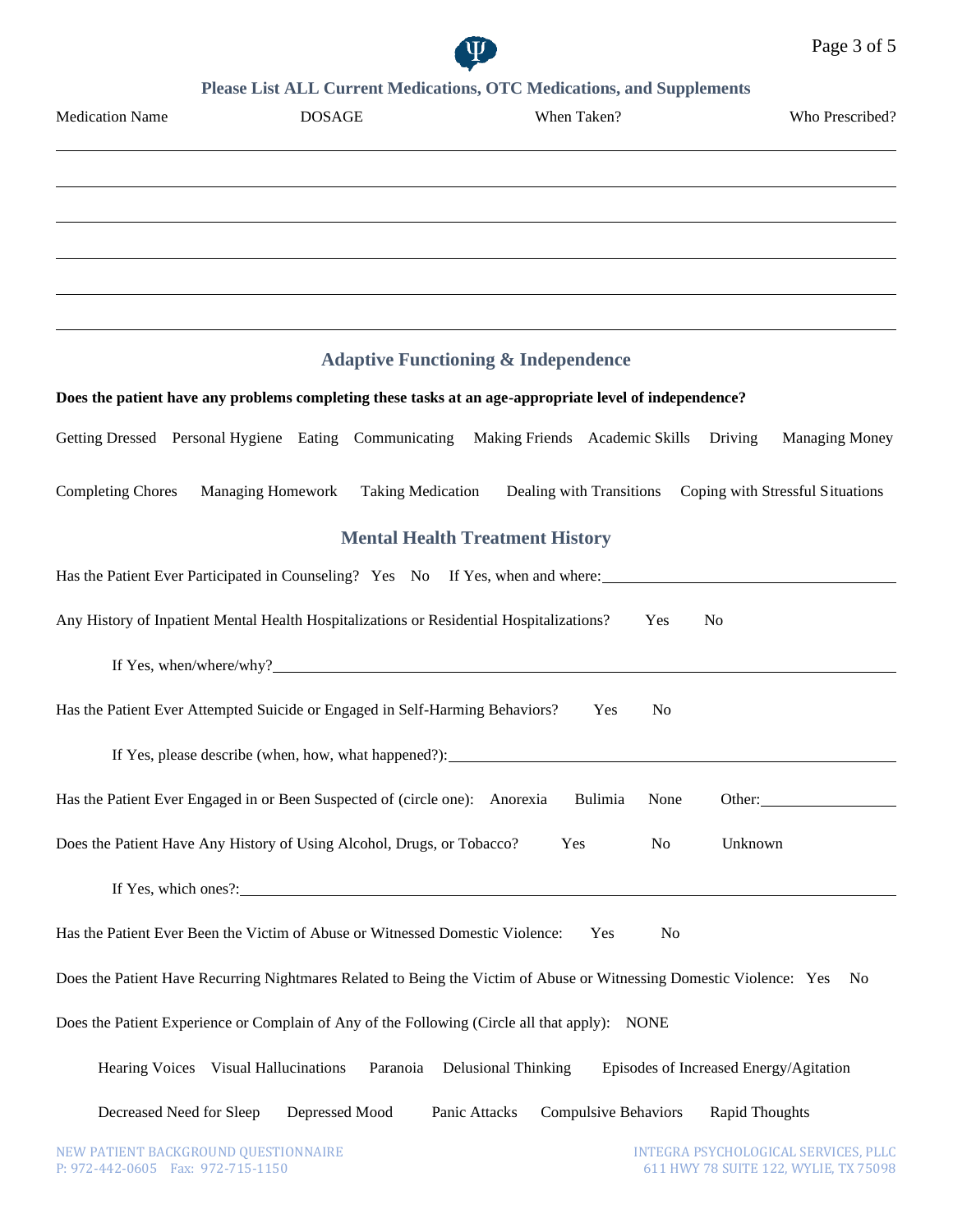## Please List ALL Current Medications, OTC Medications, and Supplements

| Medication Name | DOSAGE | When Taken? | Who Prescribed? |
| --- | --- | --- | --- |
| | | | |
| | | | |
| | | | |
| | | | |
| | | | |
| | | | |

## Adaptive Functioning & Independence

**Does the patient have any problems completing these tasks at an age-appropriate level of independence?**

Getting Dressed   Personal Hygiene   Eating   Communicating   Making Friends   Academic Skills   Driving   Managing Money

Completing Chores   Managing Homework   Taking Medication   Dealing with Transitions   Coping with Stressful Situations

## Mental Health Treatment History

Has the Patient Ever Participated in Counseling?   Yes   No   If Yes, when and where: ____________________

Any History of Inpatient Mental Health Hospitalizations or Residential Hospitalizations?   Yes   No

If Yes, when/where/why? ____________________

Has the Patient Ever Attempted Suicide or Engaged in Self-Harming Behaviors?   Yes   No

If Yes, please describe (when, how, what happened?): ____________________

Has the Patient Ever Engaged in or Been Suspected of (circle one):   Anorexia   Bulimia   None   Other: __________

Does the Patient Have Any History of Using Alcohol, Drugs, or Tobacco?   Yes   No   Unknown

If Yes, which ones?: ____________________

Has the Patient Ever Been the Victim of Abuse or Witnessed Domestic Violence:   Yes   No

Does the Patient Have Recurring Nightmares Related to Being the Victim of Abuse or Witnessing Domestic Violence:   Yes   No

Does the Patient Experience or Complain of Any of the Following (Circle all that apply):   NONE

Hearing Voices   Visual Hallucinations   Paranoia   Delusional Thinking   Episodes of Increased Energy/Agitation

Decreased Need for Sleep   Depressed Mood   Panic Attacks   Compulsive Behaviors   Rapid Thoughts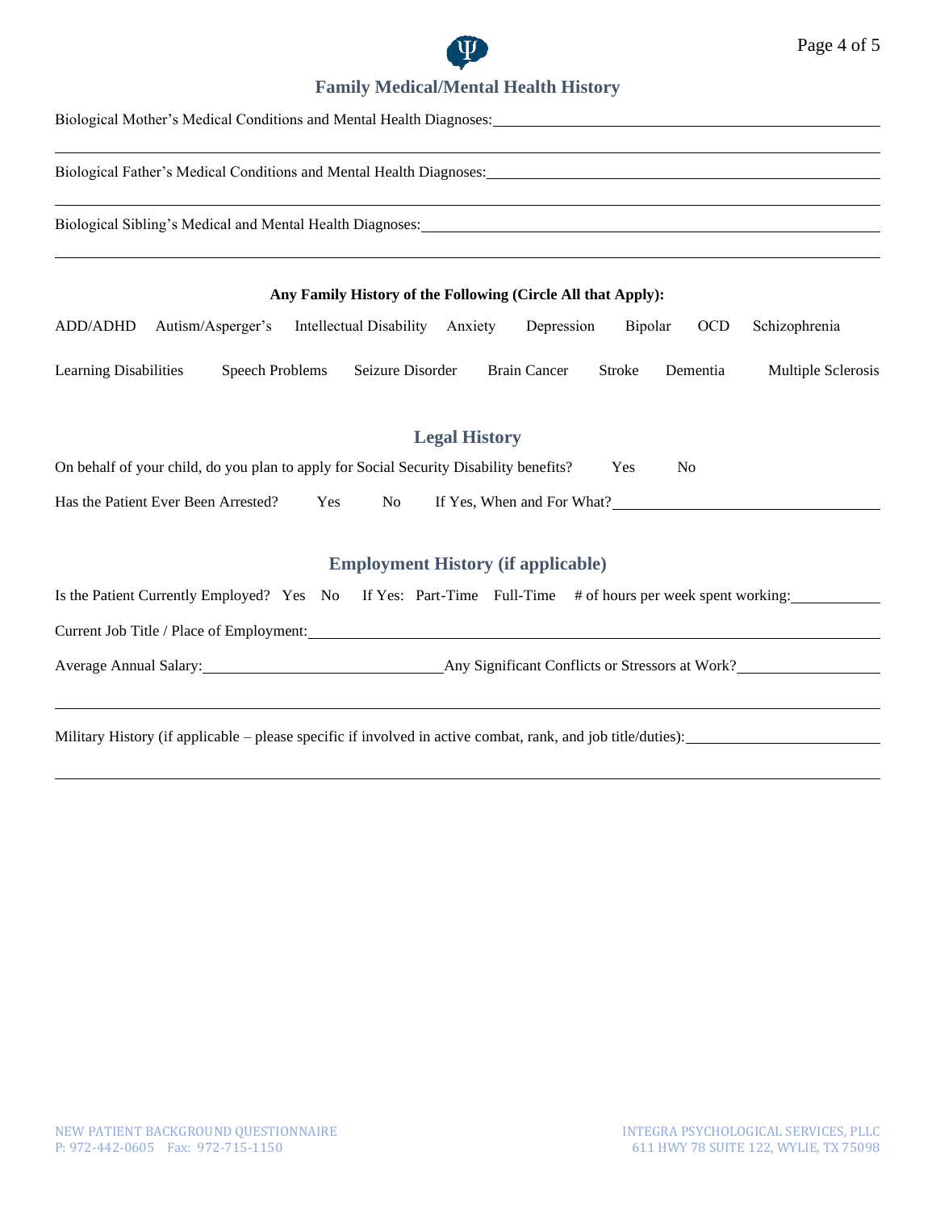## Family Medical/Mental Health History

Biological Mother's Medical Conditions and Mental Health Diagnoses: ______________________________

______________________________________________________________________________

Biological Father's Medical Conditions and Mental Health Diagnoses: ______________________________

______________________________________________________________________________

Biological Sibling's Medical and Mental Health Diagnoses: ______________________________

______________________________________________________________________________

**Any Family History of the Following (Circle All that Apply):**

ADD/ADHD   Autism/Asperger's   Intellectual Disability   Anxiety   Depression   Bipolar   OCD   Schizophrenia

Learning Disabilities   Speech Problems   Seizure Disorder   Brain Cancer   Stroke   Dementia   Multiple Sclerosis

## Legal History

On behalf of your child, do you plan to apply for Social Security Disability benefits?   Yes   No

Has the Patient Ever Been Arrested?   Yes   No   If Yes, When and For What? ______________________________

## Employment History (if applicable)

Is the Patient Currently Employed?  Yes  No   If Yes:  Part-Time   Full-Time   # of hours per week spent working: __________

Current Job Title / Place of Employment: ______________________________

Average Annual Salary: ______________________________ Any Significant Conflicts or Stressors at Work? __________________

______________________________________________________________________________

Military History (if applicable – please specific if involved in active combat, rank, and job title/duties): ______________________________

______________________________________________________________________________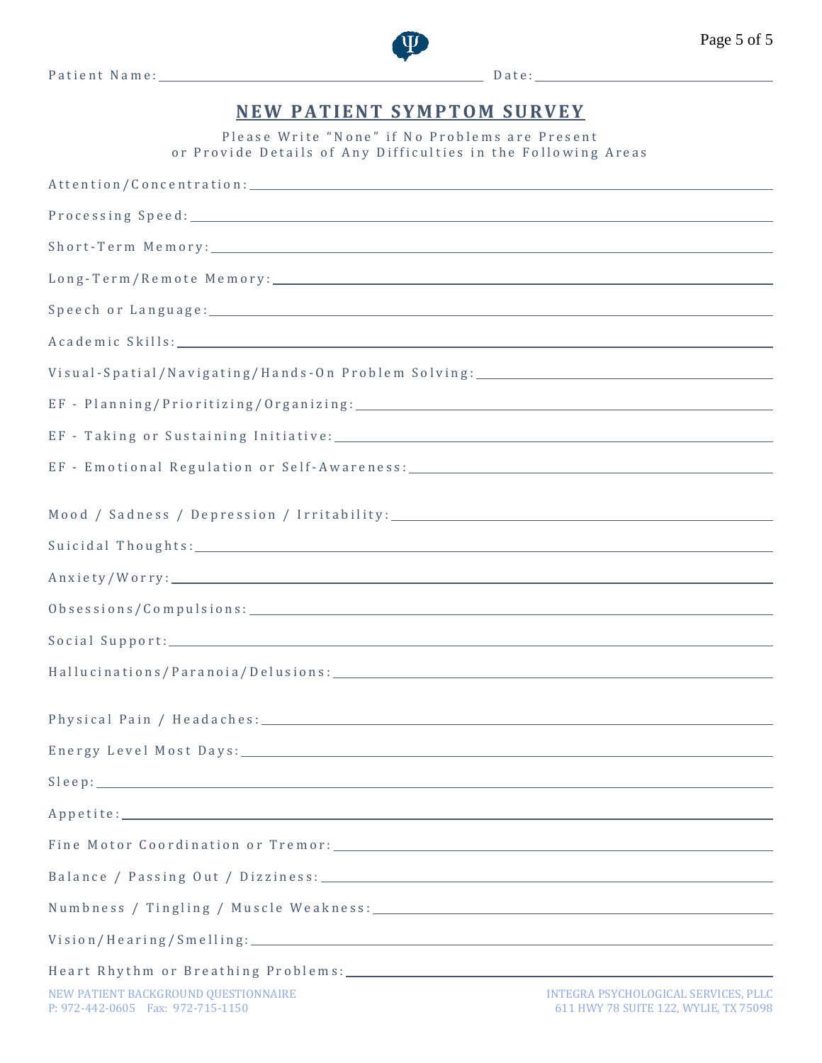Patient Name: ______________________________ Date: ____________________

## NEW PATIENT SYMPTOM SURVEY

Please Write "None" if No Problems are Present
or Provide Details of Any Difficulties in the Following Areas

Attention/Concentration: ____________________

Processing Speed: ____________________

Short-Term Memory: ____________________

Long-Term/Remote Memory: ____________________

Speech or Language: ____________________

Academic Skills: ____________________

Visual-Spatial/Navigating/Hands-On Problem Solving: ____________________

EF - Planning/Prioritizing/Organizing: ____________________

EF - Taking or Sustaining Initiative: ____________________

EF - Emotional Regulation or Self-Awareness: ____________________

Mood / Sadness / Depression / Irritability: ____________________

Suicidal Thoughts: ____________________

Anxiety/Worry: ____________________

Obsessions/Compulsions: ____________________

Social Support: ____________________

Hallucinations/Paranoia/Delusions: ____________________

Physical Pain / Headaches: ____________________

Energy Level Most Days: ____________________

Sleep: ____________________

Appetite: ____________________

Fine Motor Coordination or Tremor: ____________________

Balance / Passing Out / Dizziness: ____________________

Numbness / Tingling / Muscle Weakness: ____________________

Vision/Hearing/Smelling: ____________________

Heart Rhythm or Breathing Problems: ____________________